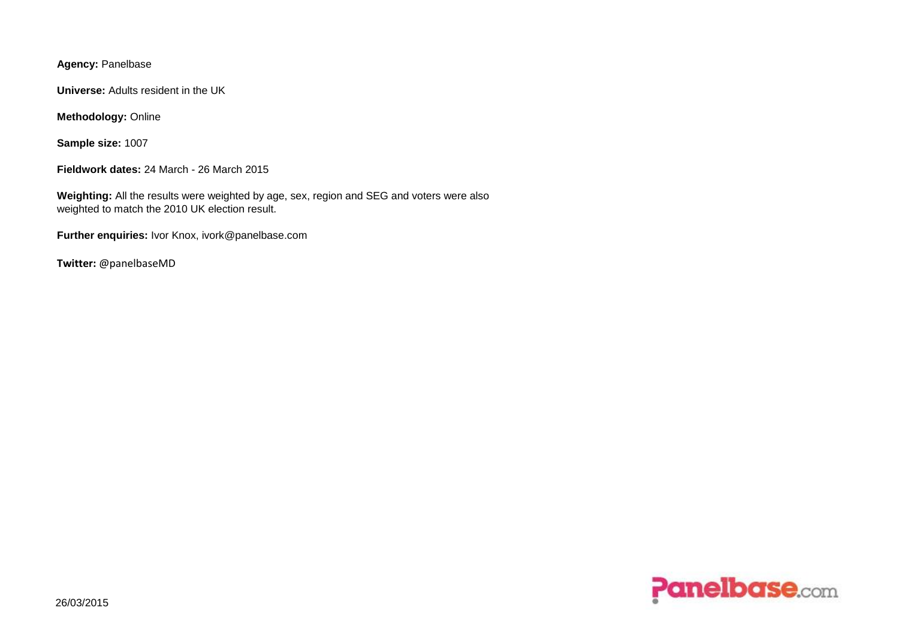**Agency:** Panelbase

**Universe:** Adults resident in the UK

**Methodology:** Online

**Sample size:** 1007

**Fieldwork dates:** 24 March - 26 March 2015

**Weighting:** All the results were weighted by age, sex, region and SEG and voters were also weighted to match the 2010 UK election result.

**Further enquiries:** Ivor Knox, ivork@panelbase.com

**Twitter:** @panelbaseMD

26/03/2015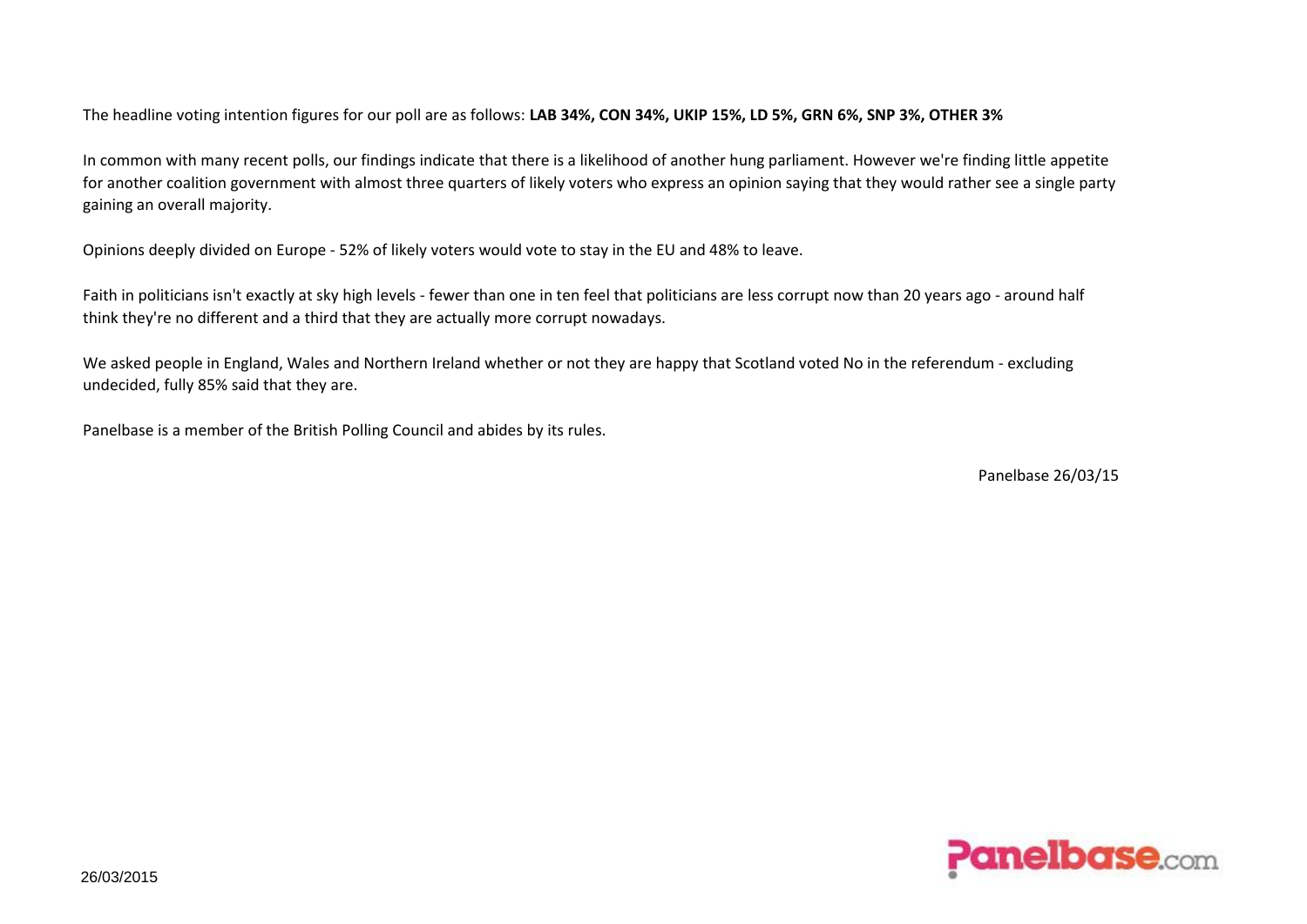The headline voting intention figures for our poll are as follows: **LAB 34%, CON 34%, UKIP 15%, LD 5%, GRN 6%, SNP 3%, OTHER 3%**

In common with many recent polls, our findings indicate that there is a likelihood of another hung parliament. However we're finding little appetite for another coalition government with almost three quarters of likely voters who express an opinion saying that they would rather see a single party gaining an overall majority.

Opinions deeply divided on Europe - 52% of likely voters would vote to stay in the EU and 48% to leave.

Faith in politicians isn't exactly at sky high levels - fewer than one in ten feel that politicians are less corrupt now than 20 years ago - around half think they're no different and a third that they are actually more corrupt nowadays.

We asked people in England, Wales and Northern Ireland whether or not they are happy that Scotland voted No in the referendum - excluding undecided, fully 85% said that they are.

Panelbase is a member of the British Polling Council and abides by its rules.

Panelbase 26/03/15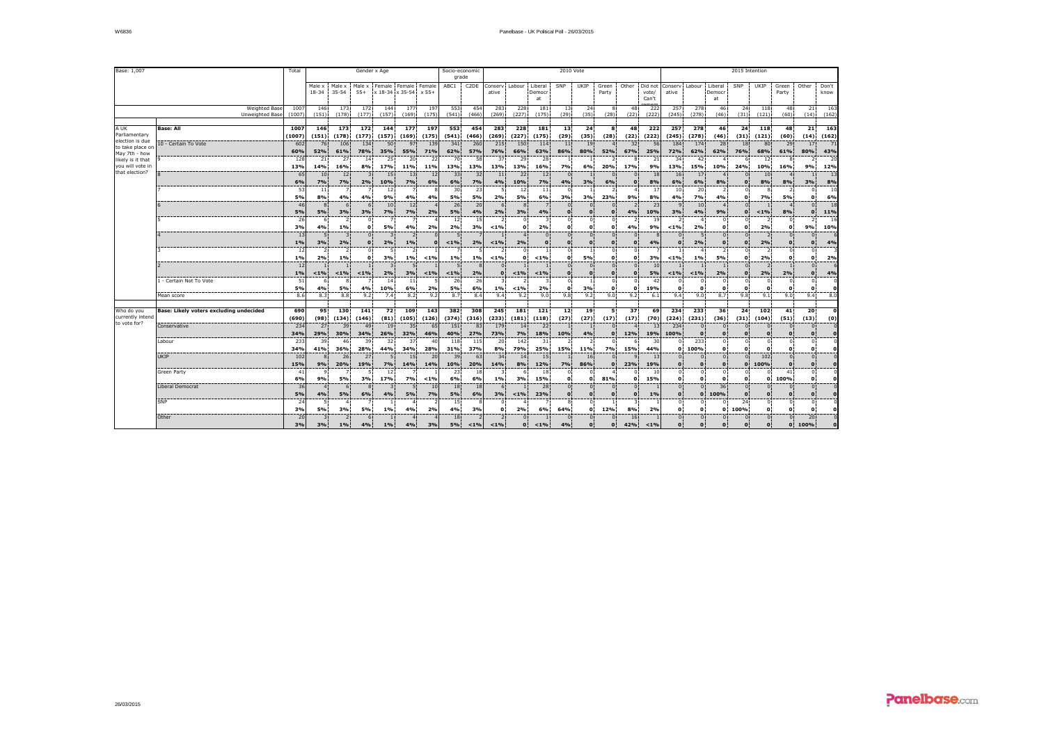| Base: 1,007 | | Total | Gender x Age | | | | | | Socio-economic grade | | 2010 Vote | | | | | | | | 2015 Intention | | | | | | | |
|---|---|---|---|---|---|---|---|---|---|---|---|---|---|---|---|---|---|---|---|---|---|---|---|---|---|---|
| | | | Male x 18-34 | Male x 35-54 | Male x 55+ | Female x 18-34 | Female x 35-54 | Female x 55+ | ABC1 | C2DE | Conservative | Labour | Liberal Democrat | SNP | UKIP | Green Party | Other | Did not vote/ Can't remember | Conservative | Labour | Liberal Democrat | SNP | UKIP | Green Party | Other | Don't know |
| | Weighted Base | 1007 | 146 | 173 | 172 | 144 | 177 | 197 | 553 | 454 | 283 | 228 | 181 | 13 | 24 | 8 | 48 | 222 | 257 | 278 | 46 | 24 | 118 | 48 | 21 | 163 |
| | Unweighted Base | (1007) | (151) | (178) | (177) | (157) | (169) | (175) | (541) | (466) | (269) | (227) | (175) | (29) | (35) | (28) | (22) | (222) | (245) | (278) | (46) | (31) | (121) | (60) | (14) | (162) |
| A UK Parliamentary election is due to take place on May 7th - how likely is it that you will vote in that election? | **Base: All** | **1007** | **146** | **173** | **172** | **144** | **177** | **197** | **553** | **454** | **283** | **228** | **181** | **13** | **24** | **8** | **48** | **222** | **257** | **278** | **46** | **24** | **118** | **48** | **21** | **163** |
| | | **(1007)** | **(151)** | **(178)** | **(177)** | **(157)** | **(169)** | **(175)** | **(541)** | **(466)** | **(269)** | **(227)** | **(175)** | **(29)** | **(35)** | **(28)** | **(22)** | **(222)** | **(245)** | **(278)** | **(46)** | **(31)** | **(121)** | **(60)** | **(14)** | **(162)** |
| | 10 - Certain To Vote | 602 | 76 | 106 | 134 | 50 | 97 | 139 | 341 | 260 | 215 | 150 | 114 | 11 | 19 | 4 | 32 | 56 | 184 | 174 | 28 | 18 | 80 | 29 | 17 | 71 |
| | | **60%** | **52%** | **61%** | **78%** | **35%** | **55%** | **71%** | **62%** | **57%** | **76%** | **66%** | **63%** | **86%** | **80%** | **52%** | **67%** | **25%** | **72%** | **62%** | **62%** | **76%** | **68%** | **61%** | **80%** | **43%** |
| | 9 | 128 | 21 | 27 | 14 | 25 | 20 | 22 | 70 | 58 | 37 | 29 | 28 | 1 | 1 | 2 | 8 | 21 | 34 | 42 | 4 | 6 | 12 | 8 | 2 | 20 |
| | | **13%** | **14%** | **16%** | **8%** | **17%** | **11%** | **11%** | **13%** | **13%** | **13%** | **13%** | **16%** | **7%** | **6%** | **20%** | **17%** | **9%** | **13%** | **15%** | **10%** | **24%** | **10%** | **16%** | **9%** | **12%** |
| | 8 | 65 | 10 | 12 | 3 | 15 | 13 | 12 | 33 | 32 | 11 | 22 | 13 | 1 | 1 | 0 | 0 | 18 | 16 | 17 | 4 | 0 | 10 | 4 | 1 | 13 |
| | | **6%** | **7%** | **7%** | **2%** | **10%** | **7%** | **6%** | **6%** | **7%** | **4%** | **10%** | **7%** | **4%** | **3%** | **6%** | **0** | **8%** | **6%** | **6%** | **8%** | **0** | **8%** | **8%** | **3%** | **8%** |
| | 7 | 53 | 11 | 7 | 7 | 12 | 7 | 8 | 30 | 23 | 5 | 12 | 11 | 0 | 1 | 2 | 4 | 17 | 10 | 20 | 2 | 0 | 8 | 2 | 0 | 10 |
| | | **5%** | **8%** | **4%** | **4%** | **9%** | **4%** | **4%** | **5%** | **5%** | **2%** | **5%** | **6%** | **3%** | **3%** | **23%** | **9%** | **8%** | **4%** | **7%** | **4%** | **0** | **7%** | **5%** | **0** | **6%** |
| | 6 | 46 | 8 | 6 | 6 | 10 | 12 | 4 | 26 | 20 | 6 | 8 | 7 | 0 | 0 | 0 | 2 | 23 | 9 | 10 | 4 | 0 | 1 | 4 | 0 | 18 |
| | | **5%** | **5%** | **3%** | **3%** | **7%** | **7%** | **2%** | **5%** | **4%** | **2%** | **3%** | **4%** | **0** | **0** | **0** | **4%** | **10%** | **3%** | **4%** | **9%** | **0** | **<1%** | **8%** | **0** | **11%** |
| | 5 | 26 | 6 | 2 | 0 | 7 | 7 | 4 | 12 | 15 | 2 | 0 | 3 | 0 | 0 | 0 | 2 | 19 | 2 | 4 | 0 | 0 | 2 | 0 | 2 | 16 |
| | | **3%** | **4%** | **1%** | **0** | **5%** | **4%** | **2%** | **2%** | **3%** | **<1%** | **0** | **2%** | **0** | **0** | **0** | **4%** | **9%** | **<1%** | **2%** | **0** | **0** | **2%** | **0** | **9%** | **10%** |
| | 4 | 13 | 5 | 3 | 0 | 3 | 2 | 0 | 5 | 7 | 1 | 4 | 0 | 0 | 0 | 0 | 0 | 8 | 0 | 5 | 0 | 0 | 2 | 0 | 0 | 6 |
| | | **1%** | **3%** | **2%** | **0** | **2%** | **1%** | **0** | **<1%** | **2%** | **<1%** | **2%** | **0** | **0** | **0** | **0** | **0** | **4%** | **0** | **2%** | **0** | **0** | **2%** | **0** | **0** | **4%** |
| | 3 | 12 | 2 | 2 | 0 | 5 | 2 | 1 | 7 | 5 | 2 | 0 | 1 | 0 | 1 | 0 | 0 | 7 | 1 | 4 | 2 | 0 | 2 | 0 | 0 | 3 |
| | | **1%** | **2%** | **1%** | **0** | **3%** | **1%** | **<1%** | **1%** | **1%** | **<1%** | **0** | **<1%** | **0** | **5%** | **0** | **0** | **3%** | **<1%** | **1%** | **5%** | **0** | **2%** | **0** | **0** | **2%** |
| | 2 | 12 | 1 | 1 | 1 | 3 | 5 | 1 | 5 | 8 | 0 | 1 | 1 | 0 | 0 | 0 | 0 | 10 | 1 | 1 | 1 | 0 | 2 | 1 | 0 | 6 |
| | | **1%** | **<1%** | **<1%** | **<1%** | **2%** | **3%** | **<1%** | **<1%** | **2%** | **0** | **<1%** | **<1%** | **0** | **0** | **0** | **0** | **5%** | **<1%** | **<1%** | **2%** | **0** | **2%** | **2%** | **0** | **4%** |
| | 1 - Certain Not To Vote | 51 | 6 | 8 | 7 | 14 | 11 | 5 | 26 | 26 | 3 | 2 | 3 | 0 | 1 | 0 | 0 | 42 | 0 | 0 | 0 | 0 | 0 | 0 | 0 | 0 |
| | | **5%** | **4%** | **5%** | **4%** | **10%** | **6%** | **2%** | **5%** | **6%** | **1%** | **<1%** | **2%** | **0** | **3%** | **0** | **0** | **19%** | **0** | **0** | **0** | **0** | **0** | **0** | **0** | **0** |
| | Mean score | 8.6 | 8.3 | 8.8 | 9.2 | 7.4 | 8.2 | 9.2 | 8.7 | 8.4 | 9.4 | 9.2 | 9.0 | 9.8 | 9.2 | 9.0 | 9.2 | 6.1 | 9.4 | 9.0 | 8.7 | 9.8 | 9.1 | 9.0 | 9.4 | 8.0 |
| Who do you currently intend to vote for? | **Base: Likely voters excluding undecided** | **690** | **95** | **130** | **141** | **72** | **109** | **143** | **382** | **308** | **245** | **181** | **121** | **12** | **19** | **5** | **37** | **69** | **234** | **233** | **36** | **24** | **102** | **41** | **20** | **0** |
| | | **(690)** | **(98)** | **(134)** | **(146)** | **(81)** | **(105)** | **(126)** | **(374)** | **(316)** | **(233)** | **(181)** | **(118)** | **(27)** | **(27)** | **(17)** | **(17)** | **(70)** | **(224)** | **(231)** | **(36)** | **(31)** | **(104)** | **(51)** | **(13)** | **(0)** |
| | Conservative | 234 | 27 | 39 | 49 | 19 | 35 | 65 | 151 | 83 | 179 | 14 | 22 | 1 | 1 | 0 | 4 | 13 | 234 | 0 | 0 | 0 | 0 | 0 | 0 | 0 |
| | | **34%** | **29%** | **30%** | **34%** | **26%** | **32%** | **46%** | **40%** | **27%** | **73%** | **7%** | **18%** | **10%** | **4%** | **0** | **12%** | **19%** | **100%** | **0** | **0** | **0** | **0** | **0** | **0** | **0** |
| | Labour | 233 | 39 | 46 | 39 | 32 | 37 | 40 | 118 | 115 | 20 | 142 | 31 | 2 | 2 | 0 | 6 | 30 | 0 | 233 | 0 | 0 | 0 | 0 | 0 | 0 |
| | | **34%** | **41%** | **36%** | **28%** | **44%** | **34%** | **28%** | **31%** | **37%** | **8%** | **79%** | **25%** | **15%** | **11%** | **7%** | **15%** | **44%** | **0** | **100%** | **0** | **0** | **0** | **0** | **0** | **0** |
| | UKIP | 102 | 8 | 26 | 27 | 5 | 15 | 20 | 39 | 63 | 34 | 14 | 15 | 1 | 16 | 0 | 9 | 13 | 0 | 0 | 0 | 0 | 102 | 0 | 0 | 0 |
| | | **15%** | **9%** | **20%** | **19%** | **7%** | **14%** | **14%** | **10%** | **20%** | **14%** | **8%** | **12%** | **7%** | **86%** | **0** | **23%** | **19%** | **0** | **0** | **0** | **0** | **100%** | **0** | **0** | **0** |
| | Green Party | 41 | 9 | 7 | 5 | 12 | 7 | 1 | 23 | 18 | 3 | 6 | 18 | 0 | 0 | 4 | 0 | 10 | 0 | 0 | 0 | 0 | 0 | 41 | 0 | 0 |
| | | **6%** | **9%** | **5%** | **3%** | **17%** | **7%** | **<1%** | **6%** | **6%** | **1%** | **3%** | **15%** | **0** | **0** | **81%** | **0** | **15%** | **0** | **0** | **0** | **0** | **0** | **100%** | **0** | **0** |
| | Liberal Democrat | 36 | 4 | 6 | 8 | 3 | 5 | 10 | 18 | 18 | 6 | 1 | 28 | 0 | 0 | 0 | 0 | 1 | 0 | 0 | 36 | 0 | 0 | 0 | 0 | 0 |
| | | **5%** | **4%** | **5%** | **6%** | **4%** | **5%** | **7%** | **5%** | **6%** | **3%** | **<1%** | **23%** | **0** | **0** | **0** | **0** | **1%** | **0** | **0** | **100%** | **0** | **0** | **0** | **0** | **0** |
| | SNP | 24 | 5 | 4 | 7 | 1 | 4 | 2 | 15 | 8 | 0 | 4 | 7 | 8 | 0 | 1 | 3 | 1 | 0 | 0 | 0 | 24 | 0 | 0 | 0 | 0 |
| | | **3%** | **5%** | **3%** | **5%** | **1%** | **4%** | **2%** | **4%** | **3%** | **0** | **2%** | **6%** | **64%** | **0** | **12%** | **8%** | **2%** | **0** | **0** | **0** | **100%** | **0** | **0** | **0** | **0** |
| | Other | 20 | 3 | 2 | 6 | 1 | 4 | 4 | 18 | 2 | 2 | 0 | 1 | 0 | 0 | 0 | 16 | 1 | 0 | 0 | 0 | 0 | 0 | 0 | 20 | 0 |
| | | **3%** | **3%** | **1%** | **4%** | **1%** | **4%** | **3%** | **5%** | **<1%** | **<1%** | **0** | **<1%** | **4%** | **0** | **0** | **42%** | **<1%** | **0** | **0** | **0** | **0** | **0** | **0** | **100%** | **0** |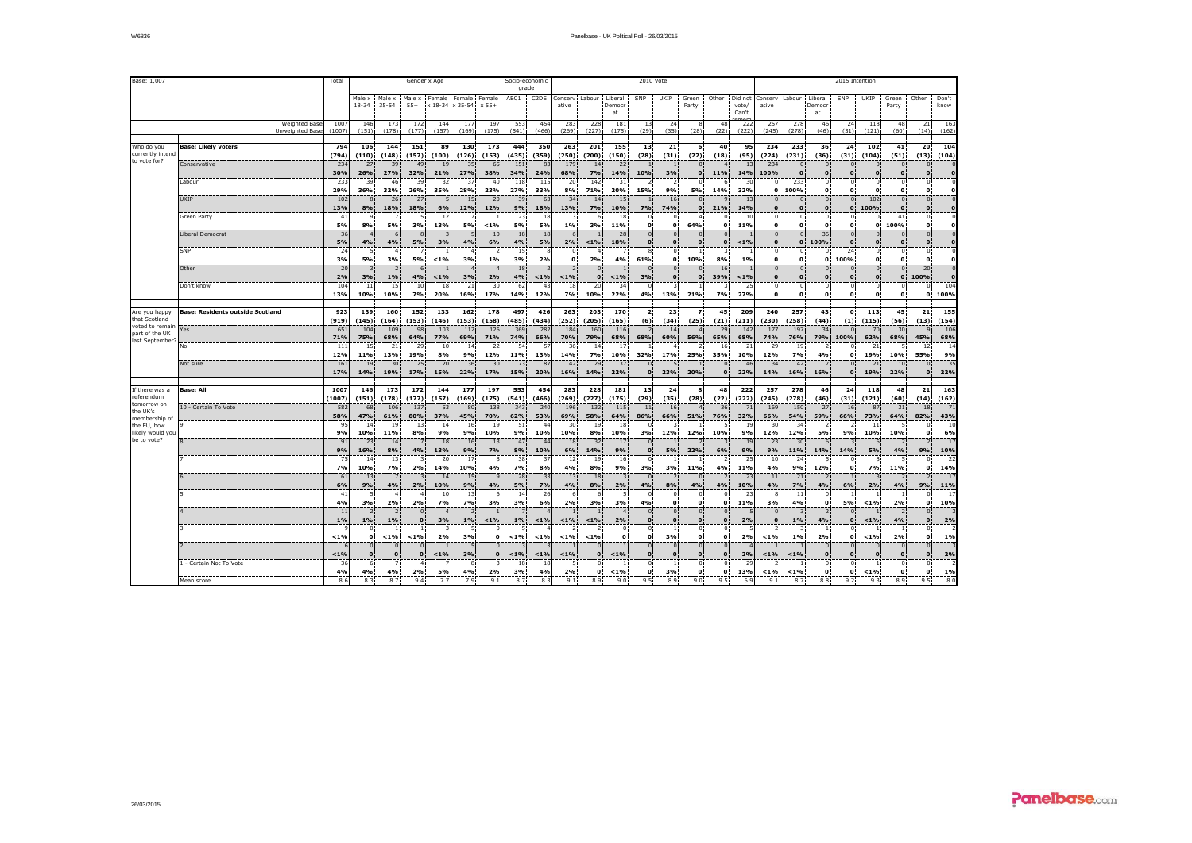Base: 1,007

| | | Total | Gender x Age | | | | | | Socio-economic grade | | 2010 Vote | | | | | | | | | 2015 Intention | | | | | | | | |
|---|---|---|---|---|---|---|---|---|---|---|---|---|---|---|---|---|---|---|---|---|---|---|---|---|---|---|---|---|
| | | | Male x 18-34 | Male x 35-54 | Male x 55+ | Female x 18-34 | Female x 35-54 | Female x 55+ | ABC1 | C2DE | Conservative | Labour | Liberal Democrat | SNP | UKIP | Green Party | Other | Did not vote/ Can't remember | Conservative | Labour | Liberal Democrat | SNP | UKIP | Green Party | Other | Don't know |
| | Weighted Base | 1007 | 146 | 173 | 172 | 144 | 177 | 197 | 553 | 454 | 283 | 228 | 181 | 13 | 24 | 8 | 48 | 222 | 257 | 278 | 46 | 24 | 118 | 48 | 21 | 163 |
| | Unweighted Base | (1007) | (151) | (178) | (177) | (157) | (169) | (175) | (541) | (466) | (269) | (227) | (175) | (29) | (35) | (28) | (22) | (222) | (245) | (278) | (46) | (31) | (121) | (60) | (14) | (162) |
| Who do you currently intend to vote for? | **Base: Likely voters** | **794** | **106** | **144** | **151** | **89** | **130** | **173** | **444** | **350** | **263** | **201** | **155** | **13** | **21** | **6** | **40** | **95** | **234** | **233** | **36** | **24** | **102** | **41** | **20** | **104** |
| | | **(794)** | **(110)** | **(148)** | **(157)** | **(100)** | **(126)** | **(153)** | **(435)** | **(359)** | **(250)** | **(200)** | **(150)** | **(28)** | **(31)** | **(22)** | **(18)** | **(95)** | **(224)** | **(231)** | **(36)** | **(31)** | **(104)** | **(51)** | **(13)** | **(104)** |
| | Conservative | 234 | 27 | 39 | 49 | 19 | 35 | 65 | 151 | 83 | 179 | 14 | 22 | 1 | 1 | 0 | 4 | 13 | 234 | 0 | 0 | 0 | 0 | 0 | 0 | 0 |
| | | **30%** | **26%** | **27%** | **32%** | **21%** | **27%** | **38%** | **34%** | **24%** | **68%** | **7%** | **14%** | **10%** | **3%** | **0** | **11%** | **14%** | **100%** | **0** | **0** | **0** | **0** | **0** | **0** | **0** |
| | Labour | 233 | 39 | 46 | 39 | 32 | 37 | 40 | 118 | 115 | 20 | 142 | 31 | 2 | 2 | 0 | 6 | 30 | 0 | 233 | 0 | 0 | 0 | 0 | 0 | 0 |
| | | **29%** | **36%** | **32%** | **26%** | **35%** | **28%** | **23%** | **27%** | **33%** | **8%** | **71%** | **20%** | **15%** | **9%** | **5%** | **14%** | **32%** | **0** | **100%** | **0** | **0** | **0** | **0** | **0** | **0** |
| | UKIP | 102 | 8 | 26 | 27 | 5 | 15 | 20 | 39 | 63 | 34 | 14 | 15 | 1 | 16 | 0 | 8 | 13 | 0 | 0 | 0 | 0 | 102 | 0 | 0 | 0 |
| | | **13%** | **8%** | **18%** | **18%** | **6%** | **12%** | **12%** | **9%** | **18%** | **13%** | **7%** | **10%** | **7%** | **74%** | **0** | **21%** | **14%** | **0** | **0** | **0** | **0** | **100%** | **0** | **0** | **0** |
| | Green Party | 41 | 9 | 7 | 5 | 12 | 7 | 1 | 23 | 18 | 3 | 6 | 18 | 0 | 0 | 4 | 0 | 10 | 0 | 0 | 0 | 0 | 0 | 41 | 0 | 0 |
| | | **5%** | **8%** | **5%** | **3%** | **13%** | **5%** | **<1%** | **5%** | **5%** | **1%** | **3%** | **11%** | **0** | **0** | **64%** | **0** | **11%** | **0** | **0** | **0** | **0** | **0** | **100%** | **0** | **0** |
| | Liberal Democrat | 36 | 4 | 6 | 8 | 3 | 5 | 10 | 18 | 18 | 6 | 1 | 28 | 0 | 0 | 0 | 0 | 1 | 0 | 0 | 36 | 0 | 0 | 0 | 0 | 0 |
| | | **5%** | **4%** | **4%** | **5%** | **3%** | **4%** | **6%** | **4%** | **5%** | **2%** | **<1%** | **18%** | **0** | **0** | **0** | **0** | **<1%** | **0** | **0** | **100%** | **0** | **0** | **0** | **0** | **0** |
| | SNP | 24 | 5 | 4 | 7 | 1 | 4 | 2 | 15 | 8 | 0 | 4 | 7 | 8 | 0 | 1 | 3 | 1 | 0 | 0 | 0 | 24 | 0 | 0 | 0 | 0 |
| | | **3%** | **5%** | **3%** | **5%** | **<1%** | **3%** | **1%** | **3%** | **2%** | **0** | **2%** | **4%** | **61%** | **0** | **10%** | **8%** | **1%** | **0** | **0** | **0** | **100%** | **0** | **0** | **0** | **0** |
| | Other | 20 | 3 | 2 | 6 | 1 | 4 | 4 | 18 | 2 | 2 | 0 | 1 | 0 | 0 | 0 | 16 | 1 | 0 | 0 | 0 | 0 | 0 | 0 | 20 | 0 |
| | | **2%** | **3%** | **1%** | **4%** | **<1%** | **3%** | **2%** | **4%** | **<1%** | **<1%** | **0** | **<1%** | **3%** | **0** | **0** | **39%** | **<1%** | **0** | **0** | **0** | **0** | **0** | **0** | **100%** | **0** |
| | Don't know | 104 | 11 | 15 | 10 | 18 | 21 | 30 | 62 | 43 | 18 | 20 | 34 | 0 | 3 | 1 | 3 | 25 | 0 | 0 | 0 | 0 | 0 | 0 | 0 | 104 |
| | | **13%** | **10%** | **10%** | **7%** | **20%** | **16%** | **17%** | **14%** | **12%** | **7%** | **10%** | **22%** | **4%** | **13%** | **21%** | **7%** | **27%** | **0** | **0** | **0** | **0** | **0** | **0** | **0** | **100%** |
| Are you happy that Scotland voted to remain part of the UK last September? | **Base: Residents outside Scotland** | **923** | **139** | **160** | **152** | **133** | **162** | **178** | **497** | **426** | **263** | **203** | **170** | **2** | **23** | **7** | **45** | **209** | **240** | **257** | **43** | **0** | **113** | **45** | **21** | **155** |
| | | **(919)** | **(145)** | **(164)** | **(153)** | **(146)** | **(153)** | **(158)** | **(485)** | **(434)** | **(252)** | **(205)** | **(165)** | **(6)** | **(34)** | **(25)** | **(21)** | **(211)** | **(230)** | **(258)** | **(44)** | **(1)** | **(115)** | **(56)** | **(13)** | **(154)** |
| | Yes | 651 | 104 | 109 | 98 | 103 | 112 | 126 | 369 | 282 | 184 | 160 | 116 | 2 | 14 | 4 | 29 | 142 | 177 | 197 | 34 | 0 | 70 | 30 | 9 | 106 |
| | | **71%** | **75%** | **68%** | **64%** | **77%** | **69%** | **71%** | **74%** | **66%** | **70%** | **79%** | **68%** | **68%** | **60%** | **56%** | **65%** | **68%** | **74%** | **76%** | **79%** | **100%** | **62%** | **68%** | **45%** | **68%** |
| | No | 111 | 15 | 21 | 29 | 10 | 14 | 22 | 54 | 57 | 36 | 14 | 17 | 1 | 4 | 2 | 16 | 21 | 29 | 19 | 2 | 0 | 21 | 5 | 12 | 14 |
| | | **12%** | **11%** | **13%** | **19%** | **8%** | **9%** | **12%** | **11%** | **13%** | **14%** | **7%** | **10%** | **32%** | **17%** | **25%** | **35%** | **10%** | **12%** | **7%** | **4%** | **0** | **19%** | **10%** | **55%** | **9%** |
| | Not sure | 161 | 19 | 30 | 25 | 20 | 36 | 30 | 73 | 87 | 42 | 29 | 37 | 0 | 5 | 1 | 0 | 46 | 34 | 42 | 7 | 0 | 21 | 10 | 0 | 35 |
| | | **17%** | **14%** | **19%** | **17%** | **15%** | **22%** | **17%** | **15%** | **20%** | **16%** | **14%** | **22%** | **0** | **23%** | **20%** | **0** | **22%** | **14%** | **16%** | **16%** | **0** | **19%** | **22%** | **0** | **22%** |
| If there was a referendum tomorrow on the UK's membership of the EU, how likely would you be to vote? | **Base: All** | **1007** | **146** | **173** | **172** | **144** | **177** | **197** | **553** | **454** | **283** | **228** | **181** | **13** | **24** | **8** | **48** | **222** | **257** | **278** | **46** | **24** | **118** | **48** | **21** | **163** |
| | | **(1007)** | **(151)** | **(178)** | **(177)** | **(157)** | **(169)** | **(175)** | **(541)** | **(466)** | **(269)** | **(227)** | **(175)** | **(29)** | **(35)** | **(28)** | **(22)** | **(222)** | **(245)** | **(278)** | **(46)** | **(31)** | **(121)** | **(60)** | **(14)** | **(162)** |
| | 10 - Certain To Vote | 582 | 68 | 106 | 137 | 53 | 80 | 138 | 343 | 240 | 196 | 132 | 115 | 11 | 16 | 4 | 36 | 71 | 169 | 150 | 27 | 16 | 87 | 31 | 18 | 71 |
| | | **58%** | **47%** | **61%** | **80%** | **37%** | **45%** | **70%** | **62%** | **53%** | **69%** | **58%** | **64%** | **86%** | **66%** | **51%** | **76%** | **32%** | **66%** | **54%** | **59%** | **66%** | **73%** | **64%** | **82%** | **43%** |
| | 9 | 95 | 14 | 19 | 13 | 14 | 16 | 19 | 51 | 44 | 30 | 19 | 18 | 0 | 3 | 1 | 5 | 19 | 30 | 34 | 2 | 2 | 11 | 5 | 0 | 10 |
| | | **9%** | **10%** | **11%** | **8%** | **9%** | **9%** | **10%** | **9%** | **10%** | **10%** | **8%** | **10%** | **3%** | **12%** | **12%** | **10%** | **9%** | **12%** | **12%** | **5%** | **9%** | **10%** | **10%** | **0** | **6%** |
| | 8 | 91 | 23 | 14 | 7 | 18 | 16 | 13 | 47 | 44 | 18 | 32 | 17 | 0 | 1 | 2 | 3 | 19 | 23 | 30 | 6 | 3 | 6 | 2 | 2 | 17 |
| | | **9%** | **16%** | **8%** | **4%** | **13%** | **9%** | **7%** | **8%** | **10%** | **6%** | **14%** | **9%** | **0** | **5%** | **22%** | **6%** | **9%** | **9%** | **11%** | **14%** | **14%** | **5%** | **4%** | **9%** | **10%** |
| | 7 | 75 | 14 | 13 | 3 | 20 | 17 | 8 | 38 | 37 | 12 | 19 | 16 | 0 | 1 | 1 | 2 | 25 | 10 | 24 | 5 | 0 | 8 | 5 | 0 | 22 |
| | | **7%** | **10%** | **7%** | **2%** | **14%** | **10%** | **4%** | **7%** | **8%** | **4%** | **8%** | **9%** | **3%** | **3%** | **11%** | **4%** | **11%** | **4%** | **9%** | **12%** | **0** | **7%** | **11%** | **0** | **14%** |
| | 6 | 61 | 13 | 7 | 3 | 14 | 15 | 9 | 28 | 33 | 13 | 18 | 3 | 0 | 2 | 0 | 2 | 23 | 11 | 21 | 2 | 1 | 3 | 2 | 2 | 17 |
| | | **6%** | **9%** | **4%** | **2%** | **10%** | **9%** | **4%** | **5%** | **7%** | **4%** | **8%** | **2%** | **4%** | **8%** | **4%** | **4%** | **10%** | **4%** | **7%** | **4%** | **6%** | **2%** | **4%** | **9%** | **11%** |
| | 5 | 41 | 5 | 4 | 4 | 10 | 13 | 6 | 14 | 26 | 6 | 6 | 5 | 0 | 0 | 0 | 0 | 23 | 8 | 11 | 0 | 1 | 1 | 1 | 0 | 17 |
| | | **4%** | **3%** | **2%** | **2%** | **7%** | **7%** | **3%** | **3%** | **6%** | **2%** | **3%** | **3%** | **4%** | **0** | **0** | **0** | **11%** | **3%** | **4%** | **0** | **5%** | **<1%** | **2%** | **0** | **10%** |
| | 4 | 11 | 2 | 2 | 0 | 4 | 2 | 1 | 7 | 4 | 1 | 1 | 4 | 0 | 0 | 0 | 0 | 5 | 0 | 3 | 2 | 0 | 1 | 2 | 0 | 3 |
| | | **1%** | **1%** | **1%** | **0** | **3%** | **1%** | **<1%** | **1%** | **<1%** | **<1%** | **<1%** | **2%** | **0** | **0** | **0** | **0** | **2%** | **0** | **1%** | **4%** | **0** | **<1%** | **4%** | **0** | **2%** |
| | 3 | 9 | 0 | 1 | 1 | 3 | 5 | 0 | 5 | 4 | 2 | 2 | 0 | 0 | 1 | 0 | 0 | 5 | 2 | 3 | 1 | 0 | 1 | 1 | 0 | 2 |
| | | **<1%** | **0** | **<1%** | **<1%** | **2%** | **3%** | **0** | **<1%** | **<1%** | **<1%** | **<1%** | **0** | **0** | **3%** | **0** | **0** | **2%** | **<1%** | **1%** | **2%** | **0** | **<1%** | **2%** | **0** | **1%** |
| | 2 | 6 | 0 | 0 | 0 | 1 | 5 | 0 | 3 | 3 | 1 | 0 | 1 | 0 | 0 | 0 | 0 | 4 | 1 | 1 | 0 | 0 | 0 | 0 | 0 | 3 |
| | | **<1%** | **0** | **0** | **0** | **<1%** | **3%** | **0** | **<1%** | **<1%** | **<1%** | **0** | **<1%** | **0** | **0** | **0** | **0** | **2%** | **<1%** | **<1%** | **0** | **0** | **0** | **0** | **0** | **2%** |
| | 1 - Certain Not To Vote | 36 | 6 | 7 | 4 | 7 | 8 | 3 | 18 | 18 | 5 | 0 | 1 | 0 | 1 | 0 | 0 | 29 | 2 | 1 | 0 | 0 | 1 | 0 | 0 | 2 |
| | | **4%** | **4%** | **4%** | **2%** | **5%** | **4%** | **2%** | **3%** | **4%** | **2%** | **0** | **<1%** | **0** | **3%** | **0** | **0** | **13%** | **<1%** | **<1%** | **0** | **0** | **<1%** | **0** | **0** | **1%** |
| | Mean score | 8.6 | 8.3 | 8.7 | 9.4 | 7.7 | 7.9 | 9.1 | 8.7 | 8.3 | 9.1 | 8.9 | 9.0 | 9.5 | 8.9 | 9.0 | 9.5 | 6.9 | 9.1 | 8.7 | 8.8 | 9.2 | 9.3 | 8.9 | 9.5 | 8.0 |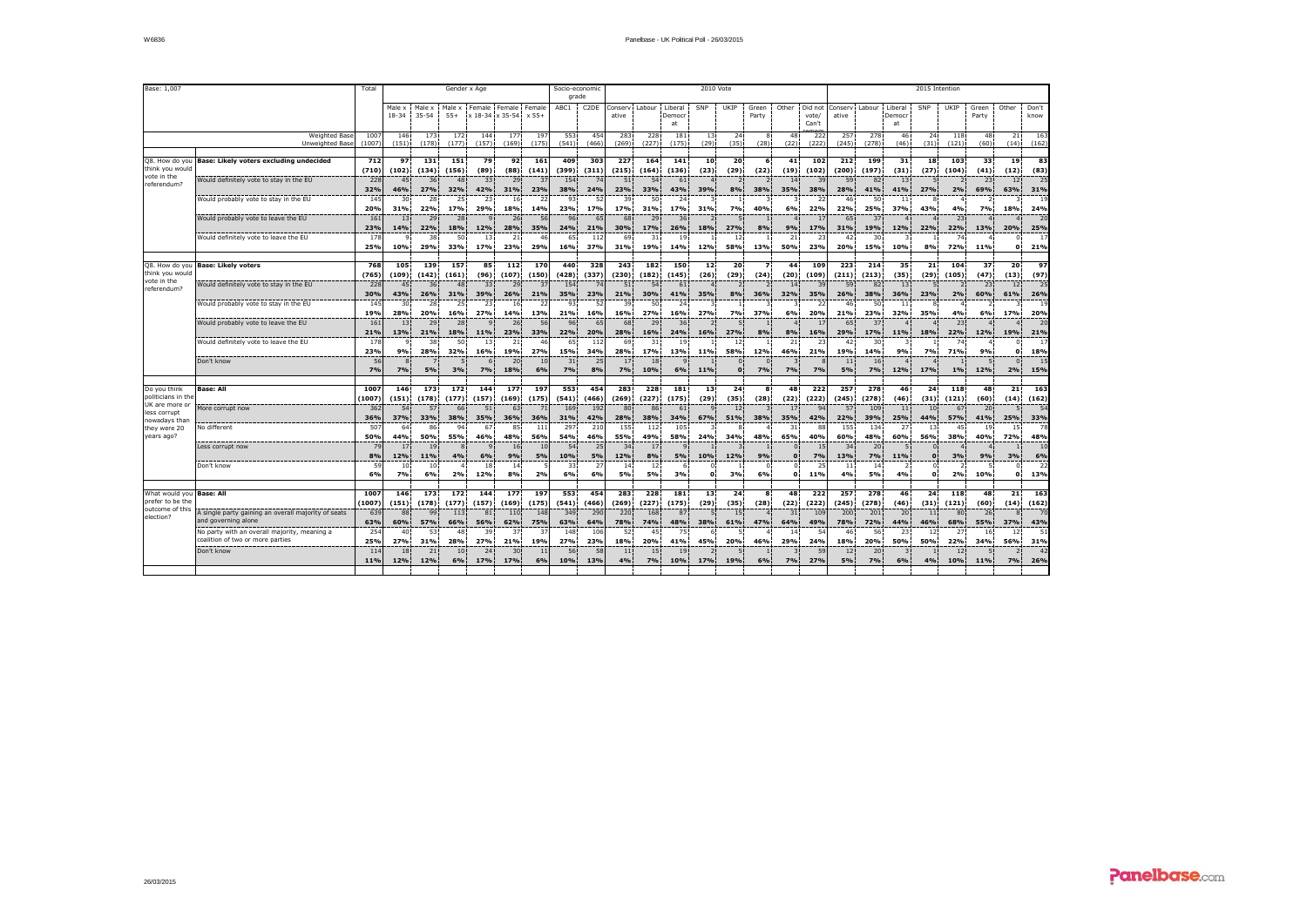Base: 1,007

| | | Total | Gender x Age | | | | | | Socio-economic grade | | 2010 Vote | | | | | | | | 2015 Intention | | | | | | | |
|---|---|---|---|---|---|---|---|---|---|---|---|---|---|---|---|---|---|---|---|---|---|---|---|---|---|---|
| | | | Male x 18-34 | Male x 35-54 | Male x 55+ | Female x 18-34 | Female x 35-54 | Female x 55+ | ABC1 | C2DE | Conservative | Labour | Liberal Democrat | SNP | UKIP | Green Party | Other | Did not vote/ Can't remember | Conservative | Labour | Liberal Democrat | SNP | UKIP | Green Party | Other | Don't know |
| | Weighted Base | 1007 | 146 | 173 | 172 | 144 | 177 | 197 | 553 | 454 | 283 | 228 | 181 | 13 | 24 | 8 | 48 | 222 | 257 | 278 | 46 | 24 | 118 | 48 | 21 | 163 |
| | Unweighted Base | (1007) | (151) | (178) | (177) | (157) | (169) | (175) | (541) | (466) | (269) | (227) | (175) | (29) | (35) | (28) | (22) | (222) | (245) | (278) | (46) | (31) | (121) | (60) | (14) | (162) |
| Q8. How do you think you would vote in the referendum? | **Base: Likely voters excluding undecided** | **712** | **97** | **131** | **151** | **79** | **92** | **161** | **409** | **303** | **227** | **164** | **141** | **10** | **20** | **6** | **41** | **102** | **212** | **199** | **31** | **18** | **103** | **33** | **19** | **83** |
| | | **(710)** | **(102)** | **(134)** | **(156)** | **(89)** | **(88)** | **(141)** | **(399)** | **(311)** | **(215)** | **(164)** | **(136)** | **(23)** | **(29)** | **(22)** | **(19)** | **(102)** | **(200)** | **(197)** | **(31)** | **(27)** | **(104)** | **(41)** | **(12)** | **(83)** |
| | Would definitely vote to stay in the EU | 228 | 45 | 36 | 48 | 33 | 29 | 37 | 154 | 74 | 51 | 54 | 61 | 4 | 2 | 2 | 14 | 39 | 59 | 82 | 13 | 5 | 2 | 23 | 12 | 25 |
| | | 32% | 46% | 27% | 32% | 42% | 31% | 23% | 38% | 24% | 23% | 33% | 43% | 39% | 8% | 38% | 35% | 38% | 28% | 41% | 41% | 27% | 2% | 69% | 63% | 31% |
| | Would probably vote to stay in the EU | 145 | 30 | 28 | 25 | 23 | 16 | 22 | 93 | 52 | 39 | 50 | 24 | 3 | 1 | 3 | 3 | 22 | 46 | 50 | 11 | 8 | 4 | 2 | 3 | 19 |
| | | 20% | 31% | 22% | 17% | 29% | 18% | 14% | 23% | 17% | 17% | 31% | 17% | 31% | 7% | 40% | 6% | 22% | 22% | 25% | 37% | 43% | 4% | 7% | 18% | 24% |
| | Would probably vote to leave the EU | 161 | 13 | 29 | 28 | 9 | 26 | 56 | 96 | 65 | 68 | 29 | 36 | 2 | 5 | 1 | 4 | 17 | 65 | 37 | 4 | 4 | 23 | 4 | 4 | 20 |
| | | 23% | 14% | 22% | 18% | 12% | 28% | 35% | 24% | 21% | 30% | 17% | 26% | 18% | 27% | 8% | 9% | 17% | 31% | 19% | 12% | 22% | 22% | 13% | 20% | 25% |
| | Would definitely vote to leave the EU | 178 | 9 | 38 | 50 | 13 | 21 | 46 | 65 | 112 | 69 | 31 | 19 | 1 | 12 | 1 | 21 | 23 | 42 | 30 | 3 | 1 | 74 | 4 | 0 | 17 |
| | | 25% | 10% | 29% | 33% | 17% | 23% | 29% | 16% | 37% | 31% | 19% | 14% | 12% | 58% | 13% | 50% | 23% | 20% | 15% | 10% | 8% | 72% | 11% | 0 | 21% |
| Q8. How do you think you would vote in the referendum? | **Base: Likely voters** | **768** | **105** | **139** | **157** | **85** | **112** | **170** | **440** | **328** | **243** | **182** | **150** | **12** | **20** | **7** | **44** | **109** | **223** | **214** | **35** | **21** | **104** | **37** | **20** | **97** |
| | | **(765)** | **(109)** | **(142)** | **(161)** | **(96)** | **(107)** | **(150)** | **(428)** | **(337)** | **(230)** | **(182)** | **(145)** | **(26)** | **(29)** | **(24)** | **(20)** | **(109)** | **(211)** | **(213)** | **(35)** | **(29)** | **(105)** | **(47)** | **(13)** | **(97)** |
| | Would definitely vote to stay in the EU | 228 | 45 | 36 | 48 | 33 | 29 | 37 | 154 | 74 | 51 | 54 | 61 | 4 | 2 | 2 | 14 | 39 | 59 | 82 | 13 | 5 | 2 | 23 | 12 | 25 |
| | | 30% | 43% | 26% | 31% | 39% | 26% | 21% | 35% | 23% | 21% | 30% | 41% | 35% | 8% | 36% | 32% | 35% | 26% | 38% | 36% | 23% | 2% | 60% | 61% | 26% |
| | Would probably vote to stay in the EU | 145 | 30 | 28 | 25 | 23 | 16 | 22 | 93 | 52 | 39 | 50 | 24 | 3 | 1 | 3 | 3 | 22 | 46 | 50 | 11 | 8 | 4 | 2 | 3 | 19 |
| | | 19% | 28% | 20% | 16% | 27% | 14% | 13% | 21% | 16% | 16% | 27% | 16% | 27% | 7% | 37% | 6% | 20% | 21% | 23% | 32% | 35% | 4% | 6% | 17% | 20% |
| | Would probably vote to leave the EU | 161 | 13 | 29 | 28 | 9 | 26 | 56 | 96 | 65 | 68 | 29 | 36 | 2 | 5 | 1 | 4 | 17 | 65 | 37 | 4 | 4 | 23 | 4 | 4 | 20 |
| | | 21% | 13% | 21% | 18% | 11% | 23% | 33% | 22% | 20% | 28% | 16% | 24% | 16% | 27% | 8% | 8% | 16% | 29% | 17% | 11% | 18% | 22% | 12% | 19% | 21% |
| | Would definitely vote to leave the EU | 178 | 9 | 38 | 50 | 13 | 21 | 46 | 65 | 112 | 69 | 31 | 19 | 1 | 12 | 1 | 21 | 23 | 42 | 30 | 3 | 1 | 74 | 4 | 0 | 17 |
| | | 23% | 9% | 28% | 32% | 16% | 19% | 27% | 15% | 34% | 28% | 17% | 13% | 11% | 58% | 12% | 46% | 21% | 19% | 14% | 9% | 7% | 71% | 9% | 0 | 18% |
| | Don't know | 56 | 8 | 7 | 5 | 6 | 20 | 10 | 31 | 25 | 17 | 18 | 9 | 1 | 0 | 0 | 3 | 8 | 11 | 16 | 4 | 4 | 1 | 5 | 0 | 15 |
| | | 7% | 7% | 5% | 3% | 7% | 18% | 6% | 7% | 8% | 7% | 10% | 6% | 11% | 0 | 7% | 7% | 7% | 5% | 7% | 12% | 17% | 1% | 12% | 2% | 15% |
| Do you think politicians in the UK are more or less corrupt nowadays than they were 20 years ago? | **Base: All** | **1007** | **146** | **173** | **172** | **144** | **177** | **197** | **553** | **454** | **283** | **228** | **181** | **13** | **24** | **8** | **48** | **222** | **257** | **278** | **46** | **24** | **118** | **48** | **21** | **163** |
| | | **(1007)** | **(151)** | **(178)** | **(177)** | **(157)** | **(169)** | **(175)** | **(541)** | **(466)** | **(269)** | **(227)** | **(175)** | **(29)** | **(35)** | **(28)** | **(22)** | **(222)** | **(245)** | **(278)** | **(46)** | **(31)** | **(121)** | **(60)** | **(14)** | **(162)** |
| | More corrupt now | 362 | 54 | 57 | 66 | 51 | 63 | 71 | 169 | 192 | 80 | 86 | 61 | 9 | 12 | 3 | 17 | 94 | 57 | 109 | 11 | 10 | 67 | 20 | 5 | 54 |
| | | 36% | 37% | 33% | 38% | 35% | 36% | 36% | 31% | 42% | 28% | 38% | 34% | 67% | 51% | 38% | 35% | 42% | 22% | 39% | 25% | 44% | 57% | 41% | 25% | 33% |
| | No different | 507 | 64 | 86 | 94 | 67 | 85 | 111 | 297 | 210 | 155 | 112 | 105 | 3 | 8 | 4 | 31 | 88 | 155 | 134 | 27 | 13 | 45 | 19 | 15 | 78 |
| | | 50% | 44% | 50% | 55% | 46% | 48% | 56% | 54% | 46% | 55% | 49% | 58% | 24% | 34% | 48% | 65% | 40% | 60% | 48% | 60% | 56% | 38% | 40% | 72% | 48% |
| | Less corrupt now | 79 | 17 | 19 | 8 | 9 | 16 | 10 | 54 | 25 | 34 | 17 | 9 | 1 | 3 | 1 | 0 | 15 | 34 | 20 | 5 | 0 | 4 | 4 | 1 | 10 |
| | | 8% | 12% | 11% | 4% | 6% | 9% | 5% | 10% | 5% | 12% | 8% | 5% | 10% | 12% | 9% | 0 | 7% | 13% | 7% | 11% | 0 | 3% | 9% | 3% | 6% |
| | Don't know | 59 | 10 | 10 | 4 | 18 | 14 | 5 | 33 | 27 | 14 | 12 | 6 | 0 | 1 | 0 | 0 | 25 | 11 | 14 | 2 | 0 | 2 | 5 | 0 | 22 |
| | | 6% | 7% | 6% | 2% | 12% | 8% | 2% | 6% | 6% | 5% | 5% | 3% | 0 | 3% | 6% | 0 | 11% | 4% | 5% | 4% | 0 | 2% | 10% | 0 | 13% |
| What would you prefer to be the outcome of this election? | **Base: All** | **1007** | **146** | **173** | **172** | **144** | **177** | **197** | **553** | **454** | **283** | **228** | **181** | **13** | **24** | **8** | **48** | **222** | **257** | **278** | **46** | **24** | **118** | **48** | **21** | **163** |
| | | **(1007)** | **(151)** | **(178)** | **(177)** | **(157)** | **(169)** | **(175)** | **(541)** | **(466)** | **(269)** | **(227)** | **(175)** | **(29)** | **(35)** | **(28)** | **(22)** | **(222)** | **(245)** | **(278)** | **(46)** | **(31)** | **(121)** | **(60)** | **(14)** | **(162)** |
| | A single party gaining an overall majority of seats and governing alone | 639 | 88 | 99 | 113 | 81 | 110 | 148 | 349 | 290 | 220 | 168 | 87 | 5 | 15 | 4 | 31 | 109 | 200 | 201 | 20 | 11 | 80 | 26 | 8 | 70 |
| | | 63% | 60% | 57% | 66% | 56% | 62% | 75% | 63% | 64% | 78% | 74% | 48% | 38% | 61% | 47% | 64% | 49% | 78% | 72% | 44% | 46% | 68% | 55% | 37% | 43% |
| | No party with an overall majority, meaning a coalition of two or more parties | 254 | 40 | 53 | 48 | 39 | 37 | 37 | 148 | 106 | 52 | 45 | 75 | 6 | 5 | 4 | 14 | 54 | 46 | 56 | 23 | 12 | 27 | 16 | 12 | 51 |
| | | 25% | 27% | 31% | 28% | 27% | 21% | 19% | 27% | 23% | 18% | 20% | 41% | 45% | 20% | 46% | 29% | 24% | 18% | 20% | 50% | 50% | 22% | 34% | 56% | 31% |
| | Don't know | 114 | 18 | 21 | 10 | 24 | 30 | 11 | 56 | 58 | 11 | 15 | 19 | 2 | 5 | 1 | 3 | 59 | 12 | 20 | 3 | 1 | 12 | 5 | 2 | 42 |
| | | 11% | 12% | 12% | 6% | 17% | 17% | 6% | 10% | 13% | 4% | 7% | 10% | 17% | 19% | 6% | 7% | 27% | 5% | 7% | 6% | 4% | 10% | 11% | 7% | 26% |